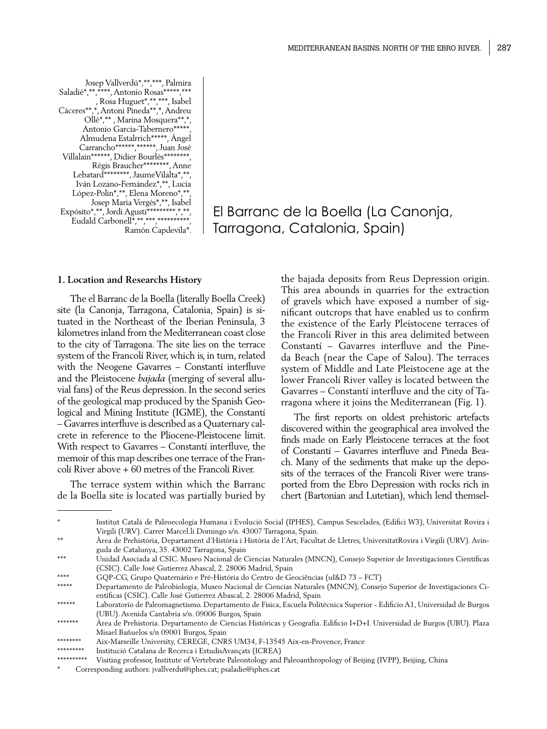Josep Vallverdú*,**,***, Palmira Saladié*,**,****, Antonio Rosas*****,*** , Rosa Huguet*,**,***, Isabel Cáceres**,*, Antoni Pineda**,*, Andreu Ollé*,** , Marina Mosquera**,*, Antonio Garcia-Tabernero*****, Almudena Estalrrich*****, Ángel Carrancho******,******, Juan José Villalaín******, Didier Bourlès********, Régis Braucher********, Anne Lebatard********, JaumeVilalta*,**, Iván Lozano-Fernández*,**, Lucía López-Polín*,**, Elena Moreno*,**, Josep Maria Vergés*,**, Isabel Expósito*,**, Jordi Agustí*********,*,**, Eudald Carbonell*,**,***,**********, Ramón Capdevila*.

# El Barranc de la Boella (La Canonja, Tarragona, Catalonia, Spain)

## 1. Location and Researchs History

The el Barranc de la Boella (literally Boella Creek) site (la Canonja, Tarragona, Catalonia, Spain) is situated in the Northeast of the Iberian Peninsula, 3 kilometres inland from the Mediterranean coast close to the city of Tarragona. The site lies on the terrace system of the Francolí River, which is, in turn, related with the Neogene Gavarres – Constantí interfluve and the Pleistocene *bajada* (merging of several alluvial fans) of the Reus depression. In the second series of the geological map produced by the Spanish Geological and Mining Institute (IGME), the Constantí – Gavarres interfluve is described as a Quaternary calcrete in reference to the Pliocene-Pleistocene limit. With respect to Gavarres – Constantí interfluve, the memoir of this map describes one terrace of the Francolí River above + 60 metres of the Francolí River.

The terrace system within which the Barranc de la Boella site is located was partially buried by the bajada deposits from Reus Depression origin. This area abounds in quarries for the extraction of gravels which have exposed a number of significant outcrops that have enabled us to confirm the existence of the Early Pleistocene terraces of the Francolí River in this area delimited between Constantí – Gavarres interfluve and the Pineda Beach (near the Cape of Salou). The terraces system of Middle and Late Pleistocene age at the lower Francolí River valley is located between the Gavarres – Constantí interfluve and the city of Tarragona where it joins the Mediterranean (Fig. 1).

The first reports on oldest prehistoric artefacts discovered within the geographical area involved the finds made on Early Pleistocene terraces at the foot of Constantí – Gavarres interfluve and Pineda Beach. Many of the sediments that make up the deposits of the terraces of the Francolí River were transported from the Ebro Depression with rocks rich in chert (Bartonian and Lutetian), which lend themsel-

---

\* Institut Català de Paleoecologia Humana i Evolució Social (IPHES), Campus Sescelades, (Edifici W3), Universitat Rovira i Virgili (URV). Carrer Marcel.lí Domingo s/n. 43007 Tarragona, Spain.

\** Àrea de Prehistòria, Departament d'Història i Història de l'Art, Facultat de Lletres, UniversitatRovira i Virgili (URV). Avinguda de Catalunya, 35. 43002 Tarragona, Spain

\*** Unidad Asociada al CSIC. Museo Nacional de Ciencias Naturales (MNCN), Consejo Superior de Investigaciones Científicas (CSIC). Calle José Gutierrez Abascal, 2. 28006 Madrid, Spain

\**** GQP-CG, Grupo Quaternário e Pré-História do Centro de Geociências (uI&D 73 – FCT)

\***** Departamento de Paleobiología, Museo Nacional de Ciencias Naturales (MNCN), Consejo Superior de Investigaciones Científicas (CSIC). Calle José Gutierrez Abascal, 2. 28006 Madrid, Spain

\****** Laboratorio de Paleomagnetismo. Departamento de Física, Escuela Politécnica Superior - Edificio A1, Universidad de Burgos (UBU). Avenida Cantabria s/n. 09006 Burgos, Spain

\******* Área de Prehistoria. Departamento de Ciencias Históricas y Geografía. Edificio I+D+I. Universidad de Burgos (UBU). Plaza Misael Bañuelos s/n 09001 Burgos, Spain

\******** Aix-Marseille University, CEREGE, CNRS UM34, F-13545 Aix-en-Provence, France

\********* Institució Catalana de Recerca i EstudisAvançats (ICREA)

\********** Visiting professor, Institute of Vertebrate Paleontology and Paleoanthropology of Beijing (IVPP), Beijing, China

\* Corresponding authors: jvallverdu@iphes.cat; psaladie@iphes.cat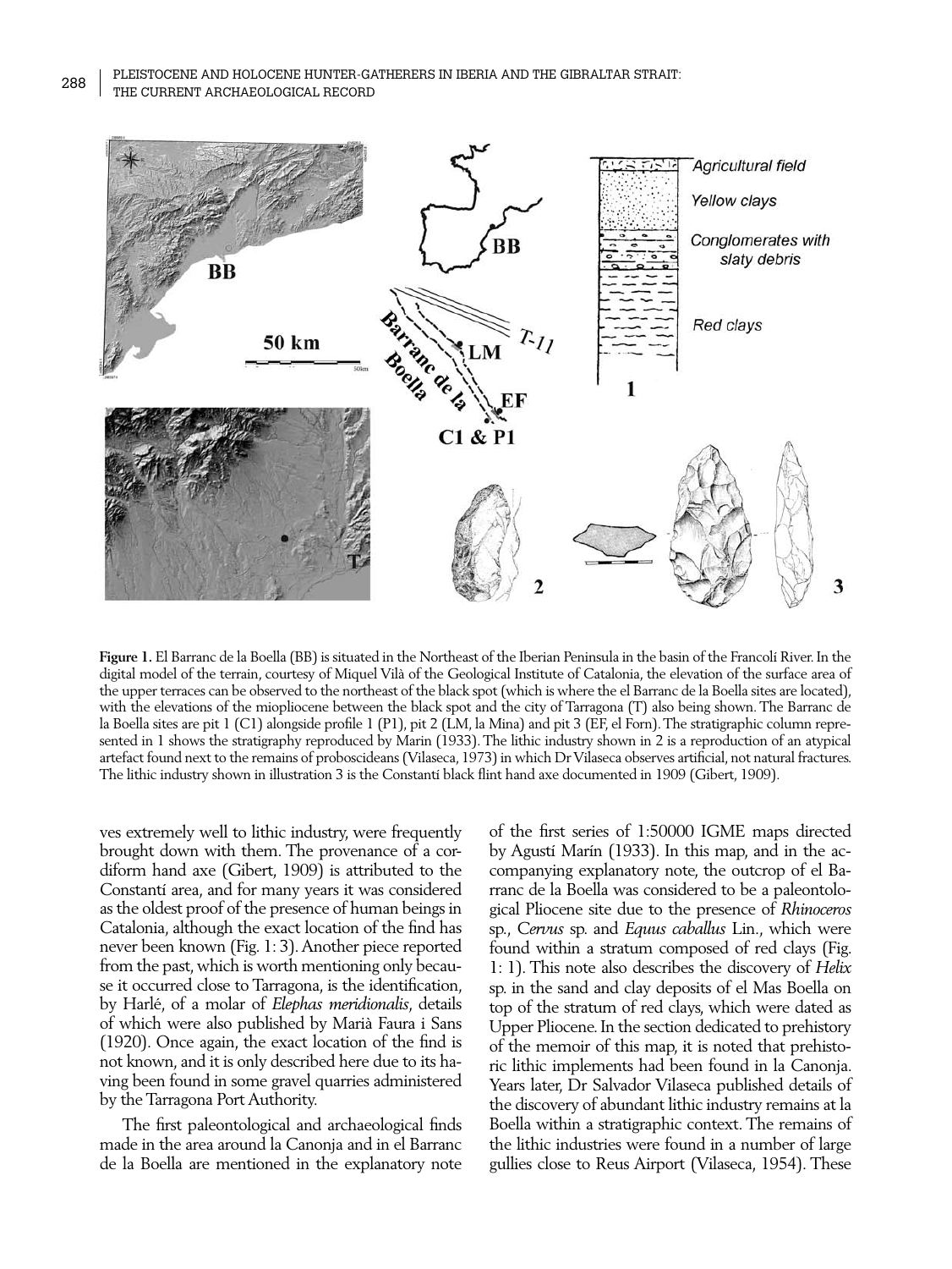**Figure 1.** El Barranc de la Boella (BB) is situated in the Northeast of the Iberian Peninsula in the basin of the Francolí River. In the digital model of the terrain, courtesy of Miquel Vilà of the Geological Institute of Catalonia, the elevation of the surface area of the upper terraces can be observed to the northeast of the black spot (which is where the el Barranc de la Boella sites are located), with the elevations of the miopliocene between the black spot and the city of Tarragona (T) also being shown. The Barranc de la Boella sites are pit 1 (C1) alongside profile 1 (P1), pit 2 (LM, la Mina) and pit 3 (EF, el Forn). The stratigraphic column represented in 1 shows the stratigraphy reproduced by Marín (1933). The lithic industry shown in 2 is a reproduction of an atypical artefact found next to the remains of proboscideans (Vilaseca, 1973) in which Dr Vilaseca observes artificial, not natural fractures. The lithic industry shown in illustration 3 is the Constantí black flint hand axe documented in 1909 (Gibert, 1909).

ves extremely well to lithic industry, were frequently brought down with them. The provenance of a cordiform hand axe (Gibert, 1909) is attributed to the Constantí area, and for many years it was considered as the oldest proof of the presence of human beings in Catalonia, although the exact location of the find has never been known (Fig. 1: 3). Another piece reported from the past, which is worth mentioning only because it occurred close to Tarragona, is the identification, by Harlé, of a molar of *Elephas meridionalis*, details of which were also published by Marià Faura i Sans (1920). Once again, the exact location of the find is not known, and it is only described here due to its having been found in some gravel quarries administered by the Tarragona Port Authority.

The first paleontological and archaeological finds made in the area around la Canonja and in el Barranc de la Boella are mentioned in the explanatory note of the first series of 1:50000 IGME maps directed by Agustí Marín (1933). In this map, and in the accompanying explanatory note, the outcrop of el Barranc de la Boella was considered to be a paleontological Pliocene site due to the presence of *Rhinoceros* sp., *Cervus* sp. and *Equus caballus* Lin., which were found within a stratum composed of red clays (Fig. 1: 1). This note also describes the discovery of *Helix* sp. in the sand and clay deposits of el Mas Boella on top of the stratum of red clays, which were dated as Upper Pliocene. In the section dedicated to prehistory of the memoir of this map, it is noted that prehistoric lithic implements had been found in la Canonja. Years later, Dr Salvador Vilaseca published details of the discovery of abundant lithic industry remains at la Boella within a stratigraphic context. The remains of the lithic industries were found in a number of large gullies close to Reus Airport (Vilaseca, 1954). These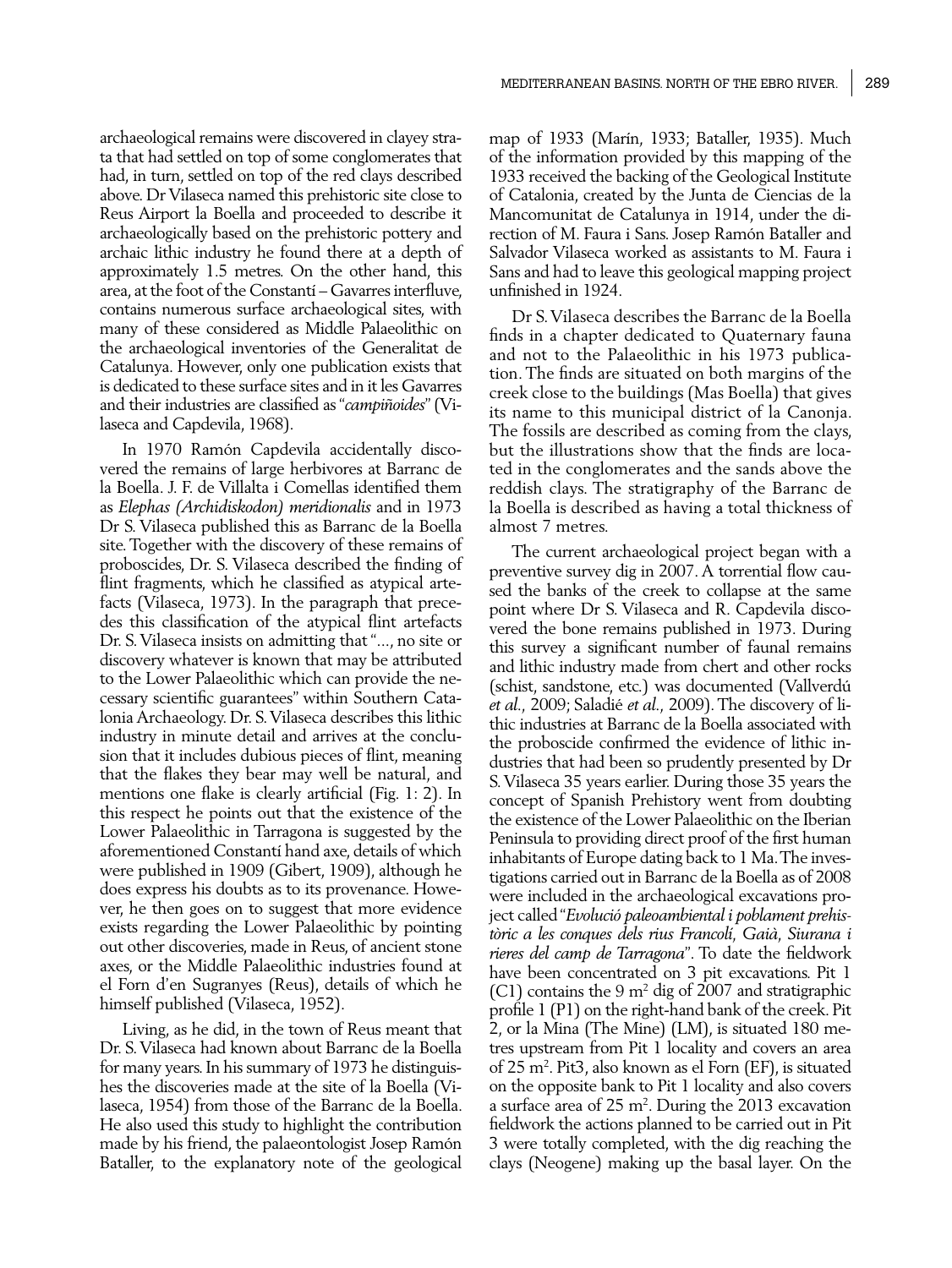archaeological remains were discovered in clayey strata that had settled on top of some conglomerates that had, in turn, settled on top of the red clays described above. Dr Vilaseca named this prehistoric site close to Reus Airport la Boella and proceeded to describe it archaeologically based on the prehistoric pottery and archaic lithic industry he found there at a depth of approximately 1.5 metres. On the other hand, this area, at the foot of the Constantí – Gavarres interfluve, contains numerous surface archaeological sites, with many of these considered as Middle Palaeolithic on the archaeological inventories of the Generalitat de Catalunya. However, only one publication exists that is dedicated to these surface sites and in it les Gavarres and their industries are classified as "*campiñoides*" (Vilaseca and Capdevila, 1968).

In 1970 Ramón Capdevila accidentally discovered the remains of large herbivores at Barranc de la Boella. J. F. de Villalta i Comellas identified them as *Elephas (Archidiskodon) meridionalis* and in 1973 Dr S. Vilaseca published this as Barranc de la Boella site. Together with the discovery of these remains of proboscides, Dr. S. Vilaseca described the finding of flint fragments, which he classified as atypical artefacts (Vilaseca, 1973). In the paragraph that precedes this classification of the atypical flint artefacts Dr. S. Vilaseca insists on admitting that "..., no site or discovery whatever is known that may be attributed to the Lower Palaeolithic which can provide the necessary scientific guarantees" within Southern Catalonia Archaeology. Dr. S. Vilaseca describes this lithic industry in minute detail and arrives at the conclusion that it includes dubious pieces of flint, meaning that the flakes they bear may well be natural, and mentions one flake is clearly artificial (Fig. 1: 2). In this respect he points out that the existence of the Lower Palaeolithic in Tarragona is suggested by the aforementioned Constantí hand axe, details of which were published in 1909 (Gibert, 1909), although he does express his doubts as to its provenance. However, he then goes on to suggest that more evidence exists regarding the Lower Palaeolithic by pointing out other discoveries, made in Reus, of ancient stone axes, or the Middle Palaeolithic industries found at el Forn d'en Sugranyes (Reus), details of which he himself published (Vilaseca, 1952).

Living, as he did, in the town of Reus meant that Dr. S. Vilaseca had known about Barranc de la Boella for many years. In his summary of 1973 he distinguishes the discoveries made at the site of la Boella (Vilaseca, 1954) from those of the Barranc de la Boella. He also used this study to highlight the contribution made by his friend, the palaeontologist Josep Ramón Bataller, to the explanatory note of the geological map of 1933 (Marín, 1933; Bataller, 1935). Much of the information provided by this mapping of the 1933 received the backing of the Geological Institute of Catalonia, created by the Junta de Ciencias de la Mancomunitat de Catalunya in 1914, under the direction of M. Faura i Sans. Josep Ramón Bataller and Salvador Vilaseca worked as assistants to M. Faura i Sans and had to leave this geological mapping project unfinished in 1924.

Dr S. Vilaseca describes the Barranc de la Boella finds in a chapter dedicated to Quaternary fauna and not to the Palaeolithic in his 1973 publication. The finds are situated on both margins of the creek close to the buildings (Mas Boella) that gives its name to this municipal district of la Canonja. The fossils are described as coming from the clays, but the illustrations show that the finds are located in the conglomerates and the sands above the reddish clays. The stratigraphy of the Barranc de la Boella is described as having a total thickness of almost 7 metres.

The current archaeological project began with a preventive survey dig in 2007. A torrential flow caused the banks of the creek to collapse at the same point where Dr S. Vilaseca and R. Capdevila discovered the bone remains published in 1973. During this survey a significant number of faunal remains and lithic industry made from chert and other rocks (schist, sandstone, etc.) was documented (Vallverdú *et al.*, 2009; Saladié *et al.*, 2009). The discovery of lithic industries at Barranc de la Boella associated with the proboscide confirmed the evidence of lithic industries that had been so prudently presented by Dr S. Vilaseca 35 years earlier. During those 35 years the concept of Spanish Prehistory went from doubting the existence of the Lower Palaeolithic on the Iberian Peninsula to providing direct proof of the first human inhabitants of Europe dating back to 1 Ma. The investigations carried out in Barranc de la Boella as of 2008 were included in the archaeological excavations project called "*Evolució paleoambiental i poblament prehistòric a les conques dels rius Francolí, Gaià, Siurana i rieres del camp de Tarragona*". To date the fieldwork have been concentrated on 3 pit excavations. Pit 1 (C1) contains the 9 m$^2$ dig of 2007 and stratigraphic profile 1 (P1) on the right-hand bank of the creek. Pit 2, or la Mina (The Mine) (LM), is situated 180 metres upstream from Pit 1 locality and covers an area of 25 m$^2$. Pit3, also known as el Forn (EF), is situated on the opposite bank to Pit 1 locality and also covers a surface area of 25 m$^2$. During the 2013 excavation fieldwork the actions planned to be carried out in Pit 3 were totally completed, with the dig reaching the clays (Neogene) making up the basal layer. On the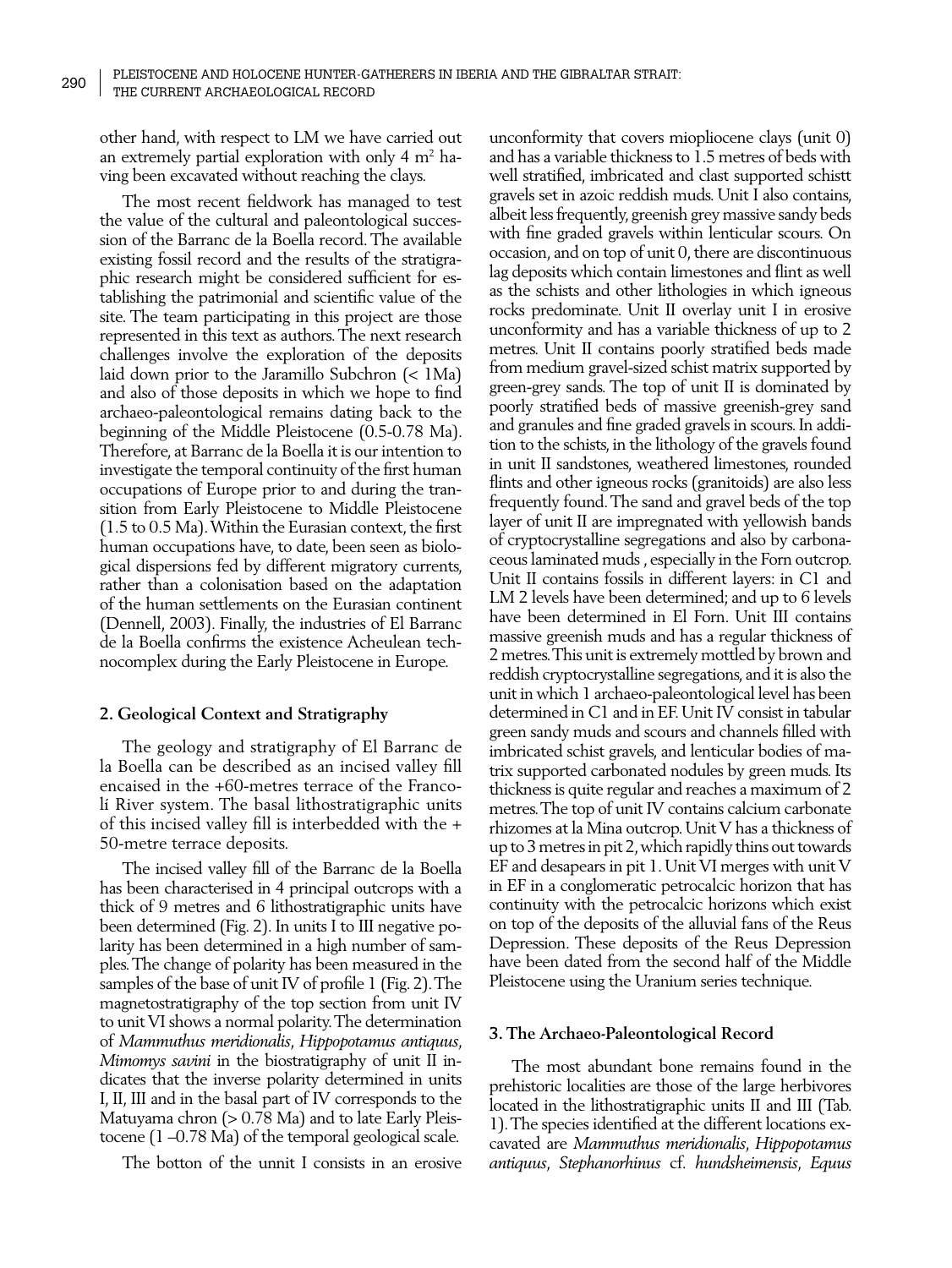other hand, with respect to LM we have carried out an extremely partial exploration with only 4 m$^2$ having been excavated without reaching the clays.

The most recent fieldwork has managed to test the value of the cultural and paleontological succession of the Barranc de la Boella record. The available existing fossil record and the results of the stratigraphic research might be considered sufficient for establishing the patrimonial and scientific value of the site. The team participating in this project are those represented in this text as authors. The next research challenges involve the exploration of the deposits laid down prior to the Jaramillo Subchron (< 1Ma) and also of those deposits in which we hope to find archaeo-paleontological remains dating back to the beginning of the Middle Pleistocene (0.5-0.78 Ma). Therefore, at Barranc de la Boella it is our intention to investigate the temporal continuity of the first human occupations of Europe prior to and during the transition from Early Pleistocene to Middle Pleistocene (1.5 to 0.5 Ma). Within the Eurasian context, the first human occupations have, to date, been seen as biological dispersions fed by different migratory currents, rather than a colonisation based on the adaptation of the human settlements on the Eurasian continent (Dennell, 2003). Finally, the industries of El Barranc de la Boella confirms the existence Acheulean technocomplex during the Early Pleistocene in Europe.

## 2. Geological Context and Stratigraphy

The geology and stratigraphy of El Barranc de la Boella can be described as an incised valley fill encaised in the +60-metres terrace of the Francolí River system. The basal lithostratigraphic units of this incised valley fill is interbedded with the + 50-metre terrace deposits.

The incised valley fill of the Barranc de la Boella has been characterised in 4 principal outcrops with a thick of 9 metres and 6 lithostratigraphic units have been determined (Fig. 2). In units I to III negative polarity has been determined in a high number of samples. The change of polarity has been measured in the samples of the base of unit IV of profile 1 (Fig. 2). The magnetostratigraphy of the top section from unit IV to unit VI shows a normal polarity. The determination of *Mammuthus meridionalis*, *Hippopotamus antiquus*, *Mimomys savini* in the biostratigraphy of unit II indicates that the inverse polarity determined in units I, II, III and in the basal part of IV corresponds to the Matuyama chron (> 0.78 Ma) and to late Early Pleistocene (1 –0.78 Ma) of the temporal geological scale.

The botton of the unnit I consists in an erosive unconformity that covers miopliocene clays (unit 0) and has a variable thickness to 1.5 metres of beds with well stratified, imbricated and clast supported schistt gravels set in azoic reddish muds. Unit I also contains, albeit less frequently, greenish grey massive sandy beds with fine graded gravels within lenticular scours. On occasion, and on top of unit 0, there are discontinuous lag deposits which contain limestones and flint as well as the schists and other lithologies in which igneous rocks predominate. Unit II overlay unit I in erosive unconformity and has a variable thickness of up to 2 metres. Unit II contains poorly stratified beds made from medium gravel-sized schist matrix supported by green-grey sands. The top of unit II is dominated by poorly stratified beds of massive greenish-grey sand and granules and fine graded gravels in scours. In addition to the schists, in the lithology of the gravels found in unit II sandstones, weathered limestones, rounded flints and other igneous rocks (granitoids) are also less frequently found. The sand and gravel beds of the top layer of unit II are impregnated with yellowish bands of cryptocrystalline segregations and also by carbonaceous laminated muds , especially in the Forn outcrop. Unit II contains fossils in different layers: in C1 and LM 2 levels have been determined; and up to 6 levels have been determined in El Forn. Unit III contains massive greenish muds and has a regular thickness of 2 metres. This unit is extremely mottled by brown and reddish cryptocrystalline segregations, and it is also the unit in which 1 archaeo-paleontological level has been determined in C1 and in EF. Unit IV consist in tabular green sandy muds and scours and channels filled with imbricated schist gravels, and lenticular bodies of matrix supported carbonated nodules by green muds. Its thickness is quite regular and reaches a maximum of 2 metres. The top of unit IV contains calcium carbonate rhizomes at la Mina outcrop. Unit V has a thickness of up to 3 metres in pit 2, which rapidly thins out towards EF and desapears in pit 1. Unit VI merges with unit V in EF in a conglomeratic petrocalcic horizon that has continuity with the petrocalcic horizons which exist on top of the deposits of the alluvial fans of the Reus Depression. These deposits of the Reus Depression have been dated from the second half of the Middle Pleistocene using the Uranium series technique.

## 3. The Archaeo-Paleontological Record

The most abundant bone remains found in the prehistoric localities are those of the large herbivores located in the lithostratigraphic units II and III (Tab. 1). The species identified at the different locations excavated are *Mammuthus meridionalis*, *Hippopotamus antiquus*, *Stephanorhinus* cf. *hundsheimensis*, *Equus*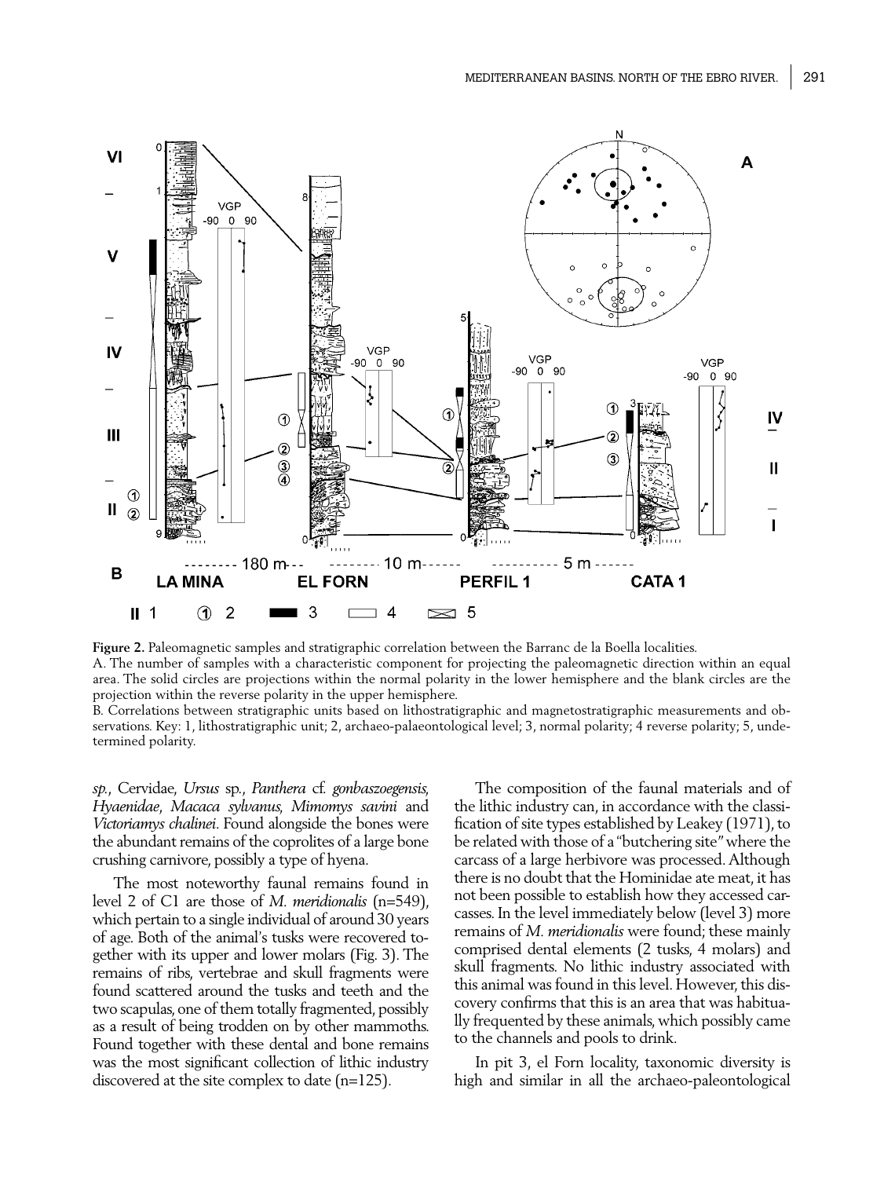**Figure 2.** Paleomagnetic samples and stratigraphic correlation between the Barranc de la Boella localities.
A. The number of samples with a characteristic component for projecting the paleomagnetic direction within an equal area. The solid circles are projections within the normal polarity in the lower hemisphere and the blank circles are the projection within the reverse polarity in the upper hemisphere.
B. Correlations between stratigraphic units based on lithostratigraphic and magnetostratigraphic measurements and observations. Key: 1, lithostratigraphic unit; 2, archaeo-palaeontological level; 3, normal polarity; 4 reverse polarity; 5, undetermined polarity.

*sp.*, Cervidae, *Ursus* sp., *Panthera* cf. *gonbaszoegensis*, *Hyaenidae*, *Macaca sylvanus*, *Mimomys savini* and *Victoriamys chalinei*. Found alongside the bones were the abundant remains of the coprolites of a large bone crushing carnivore, possibly a type of hyena.

The most noteworthy faunal remains found in level 2 of C1 are those of *M. meridionalis* (n=549), which pertain to a single individual of around 30 years of age. Both of the animal's tusks were recovered together with its upper and lower molars (Fig. 3). The remains of ribs, vertebrae and skull fragments were found scattered around the tusks and teeth and the two scapulas, one of them totally fragmented, possibly as a result of being trodden on by other mammoths. Found together with these dental and bone remains was the most significant collection of lithic industry discovered at the site complex to date (n=125).

The composition of the faunal materials and of the lithic industry can, in accordance with the classification of site types established by Leakey (1971), to be related with those of a "butchering site" where the carcass of a large herbivore was processed. Although there is no doubt that the Hominidae ate meat, it has not been possible to establish how they accessed carcasses. In the level immediately below (level 3) more remains of *M. meridionalis* were found; these mainly comprised dental elements (2 tusks, 4 molars) and skull fragments. No lithic industry associated with this animal was found in this level. However, this discovery confirms that this is an area that was habitually frequented by these animals, which possibly came to the channels and pools to drink.

In pit 3, el Forn locality, taxonomic diversity is high and similar in all the archaeo-paleontological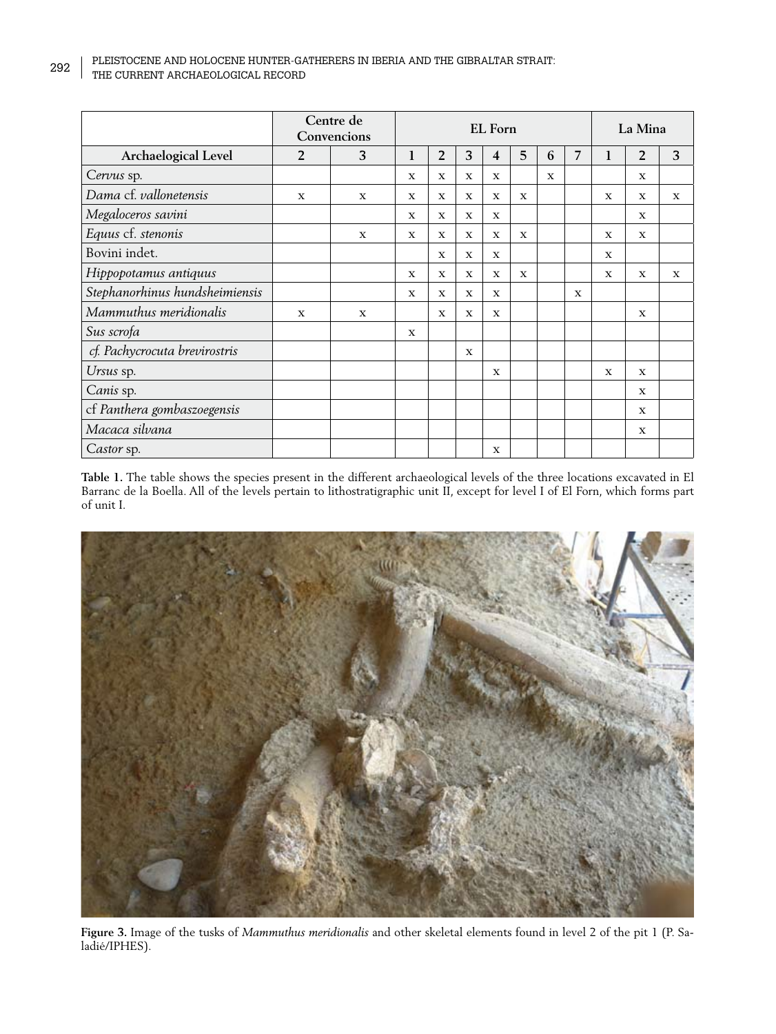| | Centre de Convencions | | EL Forn | | | | | | | La Mina | | |
|---|---|---|---|---|---|---|---|---|---|---|---|---|
| **Archaelogical Level** | **2** | **3** | **1** | **2** | **3** | **4** | **5** | **6** | **7** | **1** | **2** | **3** |
| *Cervus* sp. | | | x | x | x | x | | x | | | x | |
| *Dama* cf. *vallonetensis* | x | x | x | x | x | x | x | | | x | x | x |
| *Megaloceros savini* | | | x | x | x | x | | | | | x | |
| *Equus* cf. *stenonis* | | x | x | x | x | x | x | | | x | x | |
| Bovini indet. | | | | x | x | x | | | | x | | |
| *Hippopotamus antiquus* | | | x | x | x | x | x | | | x | x | x |
| *Stephanorhinus hundsheimiensis* | | | x | x | x | x | | | x | | | |
| *Mammuthus meridionalis* | x | x | | x | x | x | | | | | x | |
| *Sus scrofa* | | | x | | | | | | | | | |
| *cf. Pachycrocuta brevirostris* | | | | | x | | | | | | | |
| *Ursus* sp. | | | | | | x | | | | x | x | |
| *Canis* sp. | | | | | | | | | | | x | |
| cf *Panthera gombaszoegensis* | | | | | | | | | | | x | |
| *Macaca silvana* | | | | | | | | | | | x | |
| *Castor* sp. | | | | | | x | | | | | | |

**Table 1.** The table shows the species present in the different archaeological levels of the three locations excavated in El Barranc de la Boella. All of the levels pertain to lithostratigraphic unit II, except for level I of El Forn, which forms part of unit I.

**Figure 3.** Image of the tusks of *Mammuthus meridionalis* and other skeletal elements found in level 2 of the pit 1 (P. Saladié/IPHES).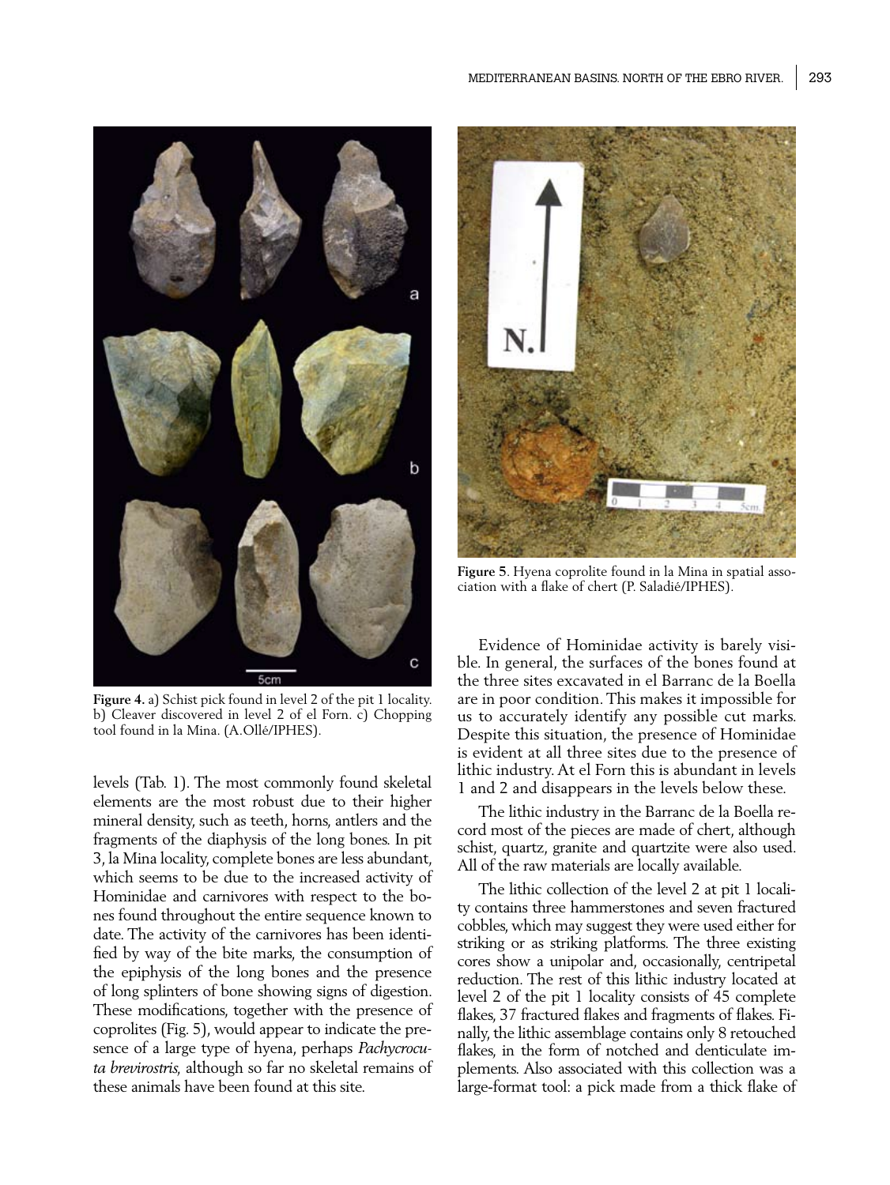Figure 4. a) Schist pick found in level 2 of the pit 1 locality. b) Cleaver discovered in level 2 of el Forn. c) Chopping tool found in la Mina. (A.Ollé/IPHES).

levels (Tab. 1). The most commonly found skeletal elements are the most robust due to their higher mineral density, such as teeth, horns, antlers and the fragments of the diaphysis of the long bones. In pit 3, la Mina locality, complete bones are less abundant, which seems to be due to the increased activity of Hominidae and carnivores with respect to the bones found throughout the entire sequence known to date. The activity of the carnivores has been identified by way of the bite marks, the consumption of the epiphysis of the long bones and the presence of long splinters of bone showing signs of digestion. These modifications, together with the presence of coprolites (Fig. 5), would appear to indicate the presence of a large type of hyena, perhaps *Pachycrocuta brevirostris*, although so far no skeletal remains of these animals have been found at this site.

Figure 5. Hyena coprolite found in la Mina in spatial association with a flake of chert (P. Saladié/IPHES).

Evidence of Hominidae activity is barely visible. In general, the surfaces of the bones found at the three sites excavated in el Barranc de la Boella are in poor condition. This makes it impossible for us to accurately identify any possible cut marks. Despite this situation, the presence of Hominidae is evident at all three sites due to the presence of lithic industry. At el Forn this is abundant in levels 1 and 2 and disappears in the levels below these.

The lithic industry in the Barranc de la Boella record most of the pieces are made of chert, although schist, quartz, granite and quartzite were also used. All of the raw materials are locally available.

The lithic collection of the level 2 at pit 1 locality contains three hammerstones and seven fractured cobbles, which may suggest they were used either for striking or as striking platforms. The three existing cores show a unipolar and, occasionally, centripetal reduction. The rest of this lithic industry located at level 2 of the pit 1 locality consists of 45 complete flakes, 37 fractured flakes and fragments of flakes. Finally, the lithic assemblage contains only 8 retouched flakes, in the form of notched and denticulate implements. Also associated with this collection was a large-format tool: a pick made from a thick flake of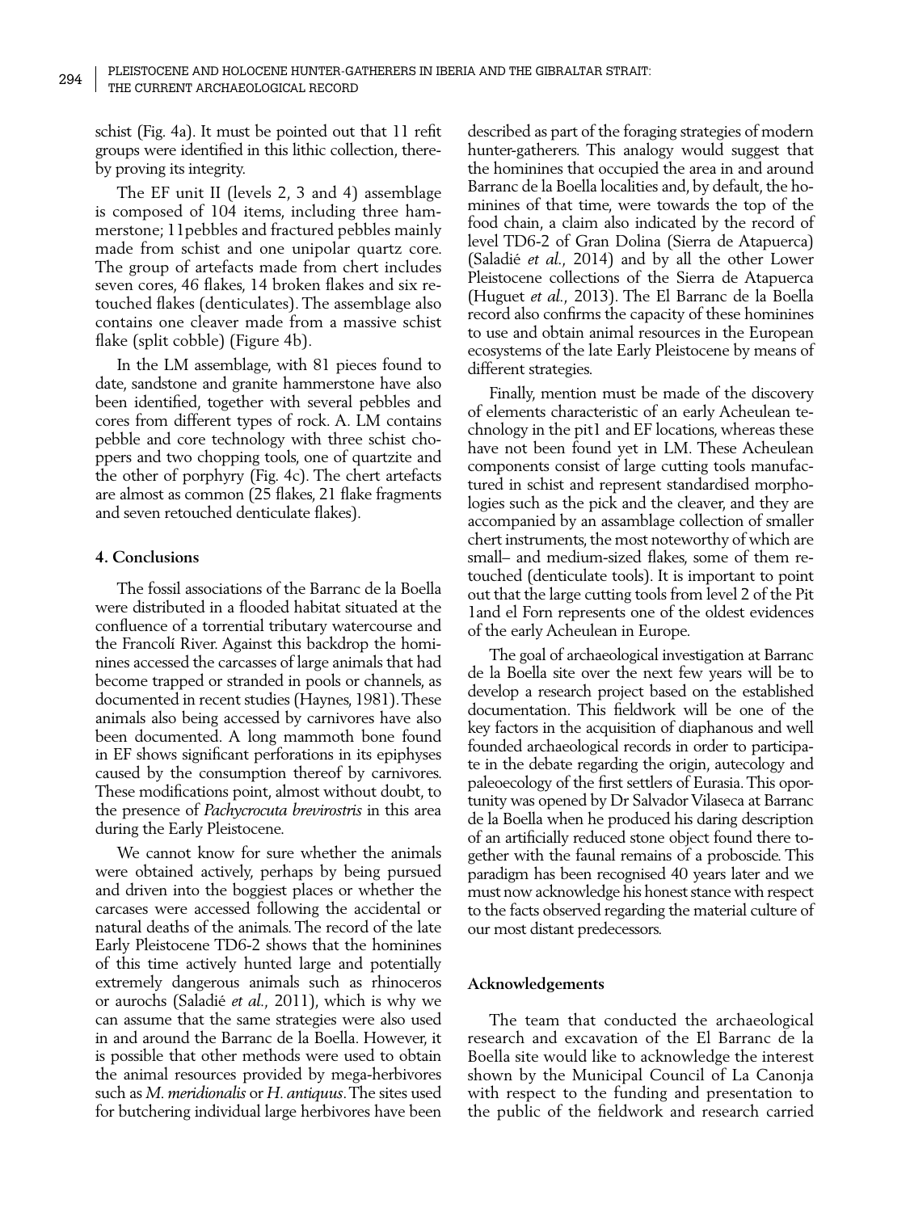schist (Fig. 4a). It must be pointed out that 11 refit groups were identified in this lithic collection, thereby proving its integrity.

The EF unit II (levels 2, 3 and 4) assemblage is composed of 104 items, including three hammerstone; 11pebbles and fractured pebbles mainly made from schist and one unipolar quartz core. The group of artefacts made from chert includes seven cores, 46 flakes, 14 broken flakes and six retouched flakes (denticulates). The assemblage also contains one cleaver made from a massive schist flake (split cobble) (Figure 4b).

In the LM assemblage, with 81 pieces found to date, sandstone and granite hammerstone have also been identified, together with several pebbles and cores from different types of rock. A. LM contains pebble and core technology with three schist choppers and two chopping tools, one of quartzite and the other of porphyry (Fig. 4c). The chert artefacts are almost as common (25 flakes, 21 flake fragments and seven retouched denticulate flakes).

## 4. Conclusions

The fossil associations of the Barranc de la Boella were distributed in a flooded habitat situated at the confluence of a torrential tributary watercourse and the Francolí River. Against this backdrop the hominines accessed the carcasses of large animals that had become trapped or stranded in pools or channels, as documented in recent studies (Haynes, 1981). These animals also being accessed by carnivores have also been documented. A long mammoth bone found in EF shows significant perforations in its epiphyses caused by the consumption thereof by carnivores. These modifications point, almost without doubt, to the presence of *Pachycrocuta brevirostris* in this area during the Early Pleistocene.

We cannot know for sure whether the animals were obtained actively, perhaps by being pursued and driven into the boggiest places or whether the carcases were accessed following the accidental or natural deaths of the animals. The record of the late Early Pleistocene TD6-2 shows that the hominines of this time actively hunted large and potentially extremely dangerous animals such as rhinoceros or aurochs (Saladié *et al.*, 2011), which is why we can assume that the same strategies were also used in and around the Barranc de la Boella. However, it is possible that other methods were used to obtain the animal resources provided by mega-herbivores such as *M. meridionalis* or *H. antiquus*. The sites used for butchering individual large herbivores have been described as part of the foraging strategies of modern hunter-gatherers. This analogy would suggest that the hominines that occupied the area in and around Barranc de la Boella localities and, by default, the hominines of that time, were towards the top of the food chain, a claim also indicated by the record of level TD6-2 of Gran Dolina (Sierra de Atapuerca) (Saladié *et al.*, 2014) and by all the other Lower Pleistocene collections of the Sierra de Atapuerca (Huguet *et al.*, 2013). The El Barranc de la Boella record also confirms the capacity of these hominines to use and obtain animal resources in the European ecosystems of the late Early Pleistocene by means of different strategies.

Finally, mention must be made of the discovery of elements characteristic of an early Acheulean technology in the pit1 and EF locations, whereas these have not been found yet in LM. These Acheulean components consist of large cutting tools manufactured in schist and represent standardised morphologies such as the pick and the cleaver, and they are accompanied by an assamblage collection of smaller chert instruments, the most noteworthy of which are small– and medium-sized flakes, some of them retouched (denticulate tools). It is important to point out that the large cutting tools from level 2 of the Pit 1and el Forn represents one of the oldest evidences of the early Acheulean in Europe.

The goal of archaeological investigation at Barranc de la Boella site over the next few years will be to develop a research project based on the established documentation. This fieldwork will be one of the key factors in the acquisition of diaphanous and well founded archaeological records in order to participate in the debate regarding the origin, autecology and paleoecology of the first settlers of Eurasia. This opportunity was opened by Dr Salvador Vilaseca at Barranc de la Boella when he produced his daring description of an artificially reduced stone object found there together with the faunal remains of a proboscide. This paradigm has been recognised 40 years later and we must now acknowledge his honest stance with respect to the facts observed regarding the material culture of our most distant predecessors.

## Acknowledgements

The team that conducted the archaeological research and excavation of the El Barranc de la Boella site would like to acknowledge the interest shown by the Municipal Council of La Canonja with respect to the funding and presentation to the public of the fieldwork and research carried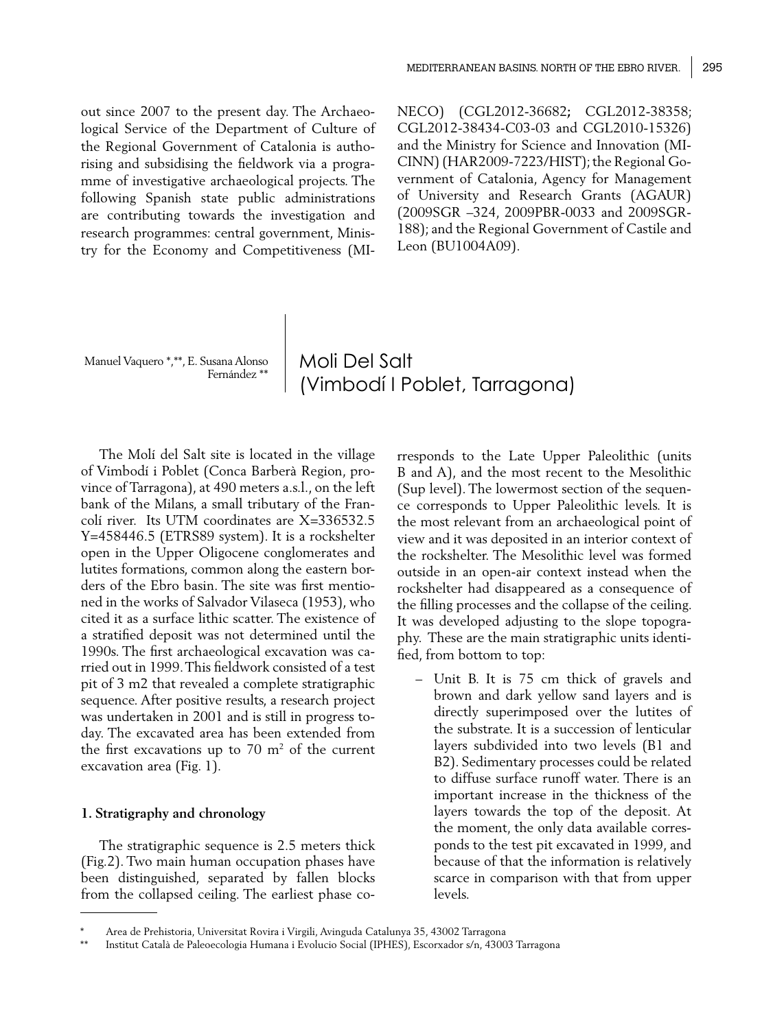out since 2007 to the present day. The Archaeological Service of the Department of Culture of the Regional Government of Catalonia is authorising and subsidising the fieldwork via a programme of investigative archaeological projects. The following Spanish state public administrations are contributing towards the investigation and research programmes: central government, Ministry for the Economy and Competitiveness (MINECO) (CGL2012-36682; CGL2012-38358; CGL2012-38434-C03-03 and CGL2010-15326) and the Ministry for Science and Innovation (MICINN) (HAR2009-7223/HIST); the Regional Government of Catalonia, Agency for Management of University and Research Grants (AGAUR) (2009SGR –324, 2009PBR-0033 and 2009SGR-188); and the Regional Government of Castile and Leon (BU1004A09).

Manuel Vaquero \*,\*\*, E. Susana Alonso Fernández \*\*

# Moli Del Salt (Vimbodí I Poblet, Tarragona)

The Molí del Salt site is located in the village of Vimbodí i Poblet (Conca Barberà Region, province of Tarragona), at 490 meters a.s.l., on the left bank of the Milans, a small tributary of the Francolí river. Its UTM coordinates are X=336532.5 Y=458446.5 (ETRS89 system). It is a rockshelter open in the Upper Oligocene conglomerates and lutites formations, common along the eastern borders of the Ebro basin. The site was first mentioned in the works of Salvador Vilaseca (1953), who cited it as a surface lithic scatter. The existence of a stratified deposit was not determined until the 1990s. The first archaeological excavation was carried out in 1999. This fieldwork consisted of a test pit of 3 m2 that revealed a complete stratigraphic sequence. After positive results, a research project was undertaken in 2001 and is still in progress today. The excavated area has been extended from the first excavations up to 70 m$^2$ of the current excavation area (Fig. 1).

**1. Stratigraphy and chronology**

The stratigraphic sequence is 2.5 meters thick (Fig.2). Two main human occupation phases have been distinguished, separated by fallen blocks from the collapsed ceiling. The earliest phase corresponds to the Late Upper Paleolithic (units B and A), and the most recent to the Mesolithic (Sup level). The lowermost section of the sequence corresponds to Upper Paleolithic levels. It is the most relevant from an archaeological point of view and it was deposited in an interior context of the rockshelter. The Mesolithic level was formed outside in an open-air context instead when the rockshelter had disappeared as a consequence of the filling processes and the collapse of the ceiling. It was developed adjusting to the slope topography. These are the main stratigraphic units identified, from bottom to top:

- Unit B. It is 75 cm thick of gravels and brown and dark yellow sand layers and is directly superimposed over the lutites of the substrate. It is a succession of lenticular layers subdivided into two levels (B1 and B2). Sedimentary processes could be related to diffuse surface runoff water. There is an important increase in the thickness of the layers towards the top of the deposit. At the moment, the only data available corresponds to the test pit excavated in 1999, and because of that the information is relatively scarce in comparison with that from upper levels.

\* Area de Prehistoria, Universitat Rovira i Virgili, Avinguda Catalunya 35, 43002 Tarragona

\*\* Institut Català de Paleoecologia Humana i Evolucio Social (IPHES), Escorxador s/n, 43003 Tarragona